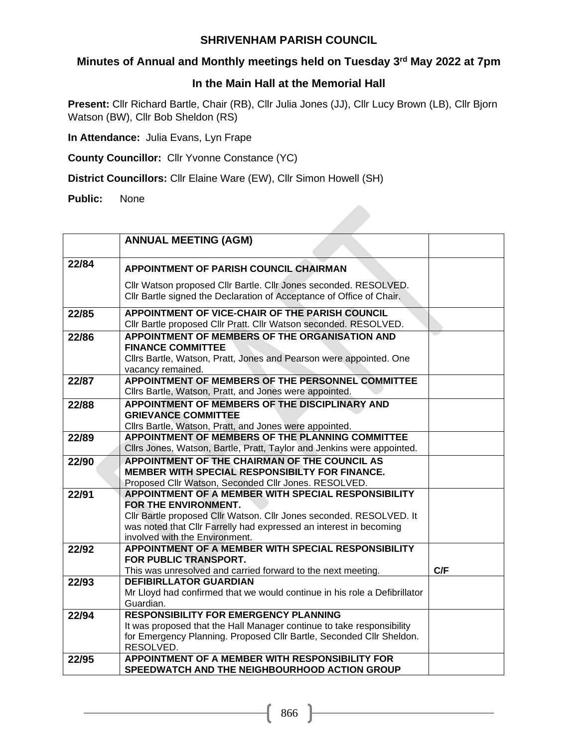# SHRIVENHAM PARISH COUNCIL

## Minutes of Annual and Monthly meetings held on Tuesday 3rd May 2022 at 7pm

## In the Main Hall at the Memorial Hall

**Present:** Cllr Richard Bartle, Chair (RB), Cllr Julia Jones (JJ), Cllr Lucy Brown (LB), Cllr Bjorn Watson (BW), Cllr Bob Sheldon (RS)

**In Attendance:** Julia Evans, Lyn Frape

**County Councillor:** Cllr Yvonne Constance (YC)

**District Councillors:** Cllr Elaine Ware (EW), Cllr Simon Howell (SH)

**Public:** None

| | **ANNUAL MEETING (AGM)** | |
|---|---|---|
| 22/84 | **APPOINTMENT OF PARISH COUNCIL CHAIRMAN**<br>Cllr Watson proposed Cllr Bartle. Cllr Jones seconded. RESOLVED. Cllr Bartle signed the Declaration of Acceptance of Office of Chair. | |
| 22/85 | **APPOINTMENT OF VICE-CHAIR OF THE PARISH COUNCIL**<br>Cllr Bartle proposed Cllr Pratt. Cllr Watson seconded. RESOLVED. | |
| 22/86 | **APPOINTMENT OF MEMBERS OF THE ORGANISATION AND FINANCE COMMITTEE**<br>Cllrs Bartle, Watson, Pratt, Jones and Pearson were appointed. One vacancy remained. | |
| 22/87 | **APPOINTMENT OF MEMBERS OF THE PERSONNEL COMMITTEE**<br>Cllrs Bartle, Watson, Pratt, and Jones were appointed. | |
| 22/88 | **APPOINTMENT OF MEMBERS OF THE DISCIPLINARY AND GRIEVANCE COMMITTEE**<br>Cllrs Bartle, Watson, Pratt, and Jones were appointed. | |
| 22/89 | **APPOINTMENT OF MEMBERS OF THE PLANNING COMMITTEE**<br>Cllrs Jones, Watson, Bartle, Pratt, Taylor and Jenkins were appointed. | |
| 22/90 | **APPOINTMENT OF THE CHAIRMAN OF THE COUNCIL AS MEMBER WITH SPECIAL RESPONSIBILTY FOR FINANCE.**<br>Proposed Cllr Watson, Seconded Cllr Jones. RESOLVED. | |
| 22/91 | **APPOINTMENT OF A MEMBER WITH SPECIAL RESPONSIBILITY FOR THE ENVIRONMENT.**<br>Cllr Bartle proposed Cllr Watson. Cllr Jones seconded. RESOLVED. It was noted that Cllr Farrelly had expressed an interest in becoming involved with the Environment. | |
| 22/92 | **APPOINTMENT OF A MEMBER WITH SPECIAL RESPONSIBILITY FOR PUBLIC TRANSPORT.**<br>This was unresolved and carried forward to the next meeting. | C/F |
| 22/93 | **DEFIBIRLLATOR GUARDIAN**<br>Mr Lloyd had confirmed that we would continue in his role a Defibrillator Guardian. | |
| 22/94 | **RESPONSIBILITY FOR EMERGENCY PLANNING**<br>It was proposed that the Hall Manager continue to take responsibility for Emergency Planning. Proposed Cllr Bartle, Seconded Cllr Sheldon. RESOLVED. | |
| 22/95 | **APPOINTMENT OF A MEMBER WITH RESPONSIBILITY FOR SPEEDWATCH AND THE NEIGHBOURHOOD ACTION GROUP** | |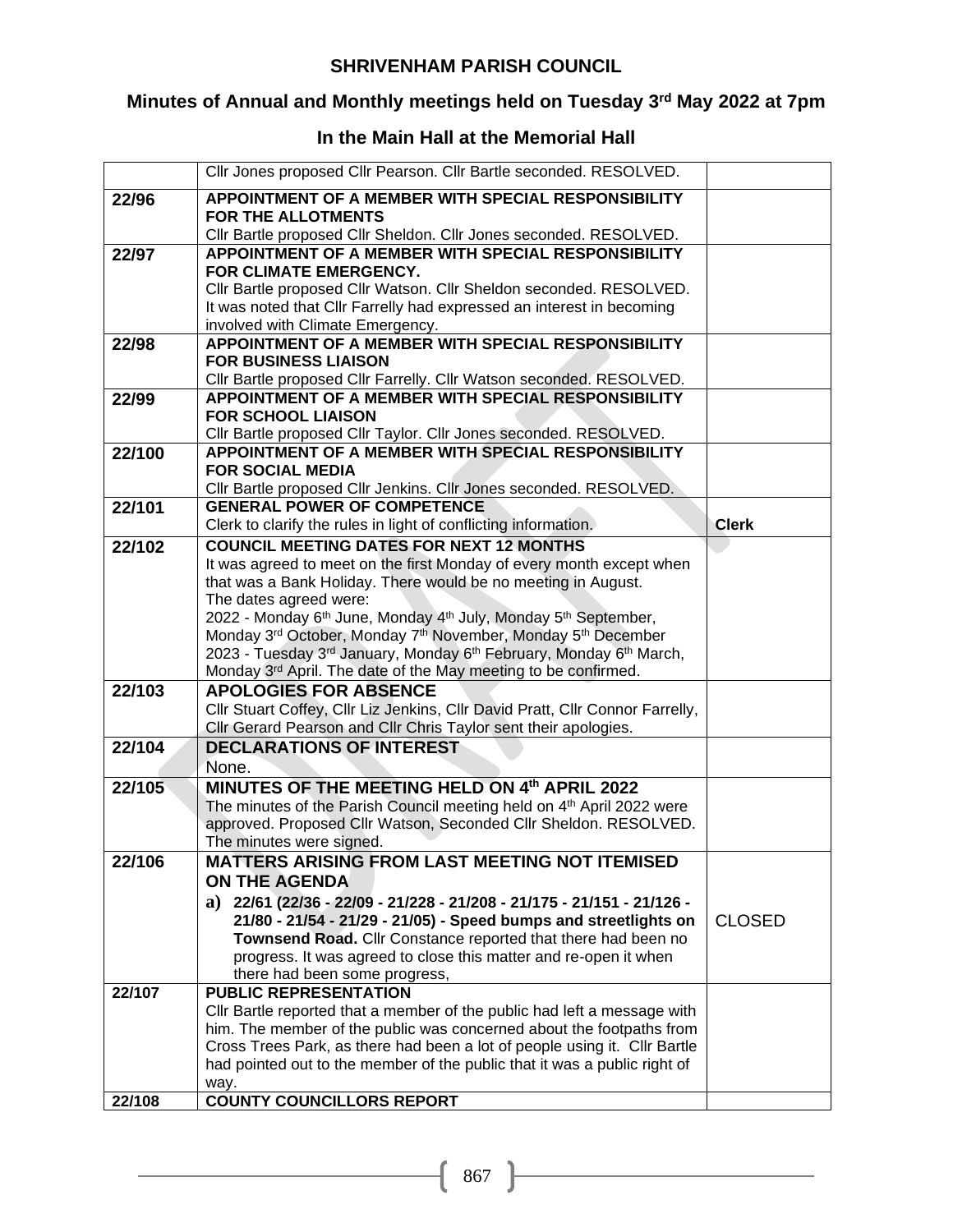# SHRIVENHAM PARISH COUNCIL

## Minutes of Annual and Monthly meetings held on Tuesday 3rd May 2022 at 7pm

## In the Main Hall at the Memorial Hall

| | | |
|---|---|---|
| | Cllr Jones proposed Cllr Pearson. Cllr Bartle seconded. RESOLVED. | |
| **22/96** | **APPOINTMENT OF A MEMBER WITH SPECIAL RESPONSIBILITY FOR THE ALLOTMENTS**<br>Cllr Bartle proposed Cllr Sheldon. Cllr Jones seconded. RESOLVED. | |
| **22/97** | **APPOINTMENT OF A MEMBER WITH SPECIAL RESPONSIBILITY FOR CLIMATE EMERGENCY.**<br>Cllr Bartle proposed Cllr Watson. Cllr Sheldon seconded. RESOLVED. It was noted that Cllr Farrelly had expressed an interest in becoming involved with Climate Emergency. | |
| **22/98** | **APPOINTMENT OF A MEMBER WITH SPECIAL RESPONSIBILITY FOR BUSINESS LIAISON**<br>Cllr Bartle proposed Cllr Farrelly. Cllr Watson seconded. RESOLVED. | |
| **22/99** | **APPOINTMENT OF A MEMBER WITH SPECIAL RESPONSIBILITY FOR SCHOOL LIAISON**<br>Cllr Bartle proposed Cllr Taylor. Cllr Jones seconded. RESOLVED. | |
| **22/100** | **APPOINTMENT OF A MEMBER WITH SPECIAL RESPONSIBILITY FOR SOCIAL MEDIA**<br>Cllr Bartle proposed Cllr Jenkins. Cllr Jones seconded. RESOLVED. | |
| **22/101** | **GENERAL POWER OF COMPETENCE**<br>Clerk to clarify the rules in light of conflicting information. | **Clerk** |
| **22/102** | **COUNCIL MEETING DATES FOR NEXT 12 MONTHS**<br>It was agreed to meet on the first Monday of every month except when that was a Bank Holiday. There would be no meeting in August.<br>The dates agreed were:<br>2022 - Monday 6th June, Monday 4th July, Monday 5th September, Monday 3rd October, Monday 7th November, Monday 5th December<br>2023 - Tuesday 3rd January, Monday 6th February, Monday 6th March, Monday 3rd April. The date of the May meeting to be confirmed. | |
| **22/103** | **APOLOGIES FOR ABSENCE**<br>Cllr Stuart Coffey, Cllr Liz Jenkins, Cllr David Pratt, Cllr Connor Farrelly, Cllr Gerard Pearson and Cllr Chris Taylor sent their apologies. | |
| **22/104** | **DECLARATIONS OF INTEREST**<br>None. | |
| **22/105** | **MINUTES OF THE MEETING HELD ON 4th APRIL 2022**<br>The minutes of the Parish Council meeting held on 4th April 2022 were approved. Proposed Cllr Watson, Seconded Cllr Sheldon. RESOLVED. The minutes were signed. | |
| **22/106** | **MATTERS ARISING FROM LAST MEETING NOT ITEMISED ON THE AGENDA**<br>**a) 22/61 (22/36 - 22/09 - 21/228 - 21/208 - 21/175 - 21/151 - 21/126 - 21/80 - 21/54 - 21/29 - 21/05) - Speed bumps and streetlights on Townsend Road.** Cllr Constance reported that there had been no progress. It was agreed to close this matter and re-open it when there had been some progress, | CLOSED |
| **22/107** | **PUBLIC REPRESENTATION**<br>Cllr Bartle reported that a member of the public had left a message with him. The member of the public was concerned about the footpaths from Cross Trees Park, as there had been a lot of people using it. Cllr Bartle had pointed out to the member of the public that it was a public right of way. | |
| **22/108** | **COUNTY COUNCILLORS REPORT** | |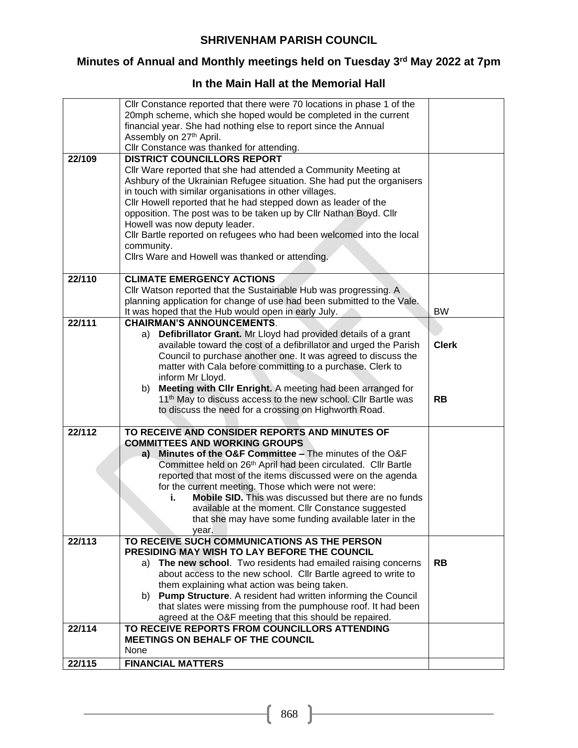# SHRIVENHAM PARISH COUNCIL

## Minutes of Annual and Monthly meetings held on Tuesday 3rd May 2022 at 7pm

## In the Main Hall at the Memorial Hall

| | | |
|---|---|---|
| | Cllr Constance reported that there were 70 locations in phase 1 of the 20mph scheme, which she hoped would be completed in the current financial year. She had nothing else to report since the Annual Assembly on 27th April.<br>Cllr Constance was thanked for attending. | |
| **22/109** | **DISTRICT COUNCILLORS REPORT**<br>Cllr Ware reported that she had attended a Community Meeting at Ashbury of the Ukrainian Refugee situation. She had put the organisers in touch with similar organisations in other villages.<br>Cllr Howell reported that he had stepped down as leader of the opposition. The post was to be taken up by Cllr Nathan Boyd. Cllr Howell was now deputy leader.<br>Cllr Bartle reported on refugees who had been welcomed into the local community.<br>Cllrs Ware and Howell was thanked or attending. | |
| **22/110** | **CLIMATE EMERGENCY ACTIONS**<br>Cllr Watson reported that the Sustainable Hub was progressing. A planning application for change of use had been submitted to the Vale. It was hoped that the Hub would open in early July. | BW |
| **22/111** | **CHAIRMAN'S ANNOUNCEMENTS**.<br>a) **Defibrillator Grant.** Mr Lloyd had provided details of a grant available toward the cost of a defibrillator and urged the Parish Council to purchase another one. It was agreed to discuss the matter with Cala before committing to a purchase. Clerk to inform Mr Lloyd.<br>b) **Meeting with Cllr Enright.** A meeting had been arranged for 11th May to discuss access to the new school. Cllr Bartle was to discuss the need for a crossing on Highworth Road. | **Clerk**<br><br>**RB** |
| **22/112** | **TO RECEIVE AND CONSIDER REPORTS AND MINUTES OF COMMITTEES AND WORKING GROUPS**<br>**a) Minutes of the O&F Committee –** The minutes of the O&F Committee held on 26th April had been circulated. Cllr Bartle reported that most of the items discussed were on the agenda for the current meeting. Those which were not were:<br>**i. Mobile SID.** This was discussed but there are no funds available at the moment. Cllr Constance suggested that she may have some funding available later in the year. | |
| **22/113** | **TO RECEIVE SUCH COMMUNICATIONS AS THE PERSON PRESIDING MAY WISH TO LAY BEFORE THE COUNCIL**<br>a) **The new school**. Two residents had emailed raising concerns about access to the new school. Cllr Bartle agreed to write to them explaining what action was being taken.<br>b) **Pump Structure**. A resident had written informing the Council that slates were missing from the pumphouse roof. It had been agreed at the O&F meeting that this should be repaired. | **RB** |
| **22/114** | **TO RECEIVE REPORTS FROM COUNCILLORS ATTENDING MEETINGS ON BEHALF OF THE COUNCIL**<br>None | |
| **22/115** | **FINANCIAL MATTERS** | |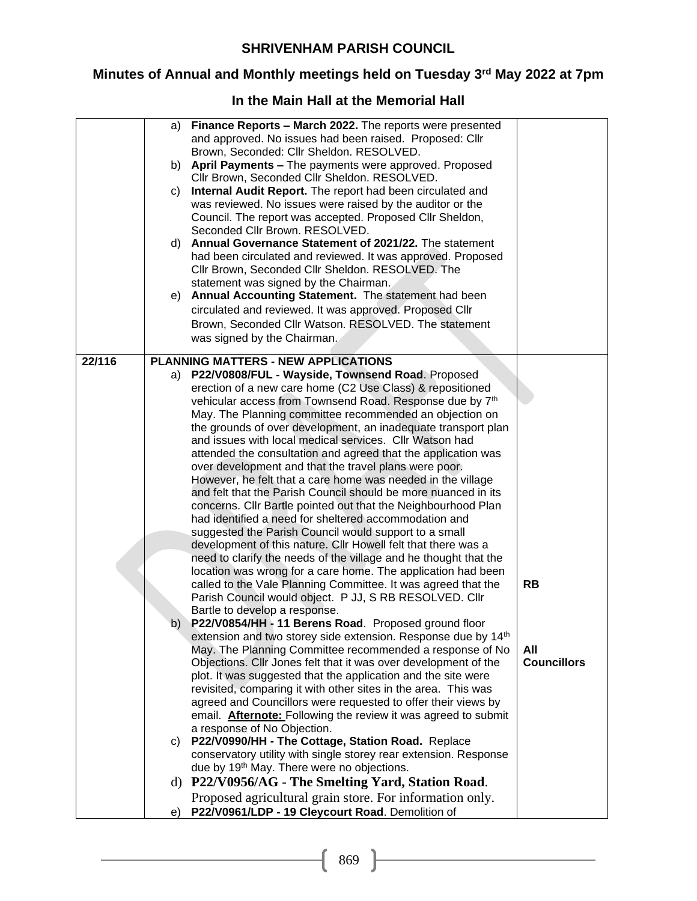**SHRIVENHAM PARISH COUNCIL**

**Minutes of Annual and Monthly meetings held on Tuesday 3rd May 2022 at 7pm**

**In the Main Hall at the Memorial Hall**

| | | |
|---|---|---|
| | a) **Finance Reports – March 2022.** The reports were presented and approved. No issues had been raised. Proposed: Cllr Brown, Seconded: Cllr Sheldon. RESOLVED.<br>b) **April Payments –** The payments were approved. Proposed Cllr Brown, Seconded Cllr Sheldon. RESOLVED.<br>c) **Internal Audit Report.** The report had been circulated and was reviewed. No issues were raised by the auditor or the Council. The report was accepted. Proposed Cllr Sheldon, Seconded Cllr Brown. RESOLVED.<br>d) **Annual Governance Statement of 2021/22.** The statement had been circulated and reviewed. It was approved. Proposed Cllr Brown, Seconded Cllr Sheldon. RESOLVED. The statement was signed by the Chairman.<br>e) **Annual Accounting Statement.** The statement had been circulated and reviewed. It was approved. Proposed Cllr Brown, Seconded Cllr Watson. RESOLVED. The statement was signed by the Chairman. | |
| 22/116 | **PLANNING MATTERS - NEW APPLICATIONS**<br>a) **P22/V0808/FUL - Wayside, Townsend Road**. Proposed erection of a new care home (C2 Use Class) & repositioned vehicular access from Townsend Road. Response due by 7th May. The Planning committee recommended an objection on the grounds of over development, an inadequate transport plan and issues with local medical services. Cllr Watson had attended the consultation and agreed that the application was over development and that the travel plans were poor. However, he felt that a care home was needed in the village and felt that the Parish Council should be more nuanced in its concerns. Cllr Bartle pointed out that the Neighbourhood Plan had identified a need for sheltered accommodation and suggested the Parish Council would support to a small development of this nature. Cllr Howell felt that there was a need to clarify the needs of the village and he thought that the location was wrong for a care home. The application had been called to the Vale Planning Committee. It was agreed that the Parish Council would object. P JJ, S RB RESOLVED. Cllr Bartle to develop a response.<br>b) **P22/V0854/HH - 11 Berens Road**. Proposed ground floor extension and two storey side extension. Response due by 14th May. The Planning Committee recommended a response of No Objections. Cllr Jones felt that it was over development of the plot. It was suggested that the application and the site were revisited, comparing it with other sites in the area. This was agreed and Councillors were requested to offer their views by email. **Afternote:** Following the review it was agreed to submit a response of No Objection.<br>c) **P22/V0990/HH - The Cottage, Station Road.** Replace conservatory utility with single storey rear extension. Response due by 19th May. There were no objections.<br>d) **P22/V0956/AG - The Smelting Yard, Station Road**. Proposed agricultural grain store. For information only.<br>e) **P22/V0961/LDP - 19 Cleycourt Road**. Demolition of | **RB**<br><br>**All Councillors** |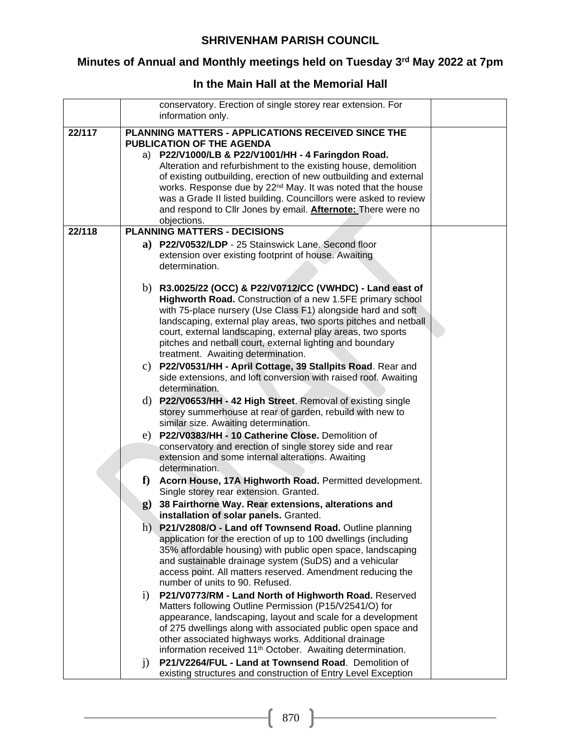# SHRIVENHAM PARISH COUNCIL

## Minutes of Annual and Monthly meetings held on Tuesday 3rd May 2022 at 7pm

## In the Main Hall at the Memorial Hall

| | | |
|---|---|---|
| | conservatory. Erection of single storey rear extension. For information only. | |
| 22/117 | **PLANNING MATTERS - APPLICATIONS RECEIVED SINCE THE PUBLICATION OF THE AGENDA**<br>a) **P22/V1000/LB & P22/V1001/HH - 4 Faringdon Road.** Alteration and refurbishment to the existing house, demolition of existing outbuilding, erection of new outbuilding and external works. Response due by 22nd May. It was noted that the house was a Grade II listed building. Councillors were asked to review and respond to Cllr Jones by email. **Afternote:** There were no objections. | |
| 22/118 | **PLANNING MATTERS - DECISIONS**<br>**a) P22/V0532/LDP** - 25 Stainswick Lane. Second floor extension over existing footprint of house. Awaiting determination.<br>b) **R3.0025/22 (OCC) & P22/V0712/CC (VWHDC) - Land east of Highworth Road.** Construction of a new 1.5FE primary school with 75-place nursery (Use Class F1) alongside hard and soft landscaping, external play areas, two sports pitches and netball court, external landscaping, external play areas, two sports pitches and netball court, external lighting and boundary treatment. Awaiting determination.<br>c) **P22/V0531/HH - April Cottage, 39 Stallpits Road**. Rear and side extensions, and loft conversion with raised roof. Awaiting determination.<br>d) **P22/V0653/HH - 42 High Street**. Removal of existing single storey summerhouse at rear of garden, rebuild with new to similar size. Awaiting determination.<br>e) **P22/V0383/HH - 10 Catherine Close.** Demolition of conservatory and erection of single storey side and rear extension and some internal alterations. Awaiting determination.<br>**f) Acorn House, 17A Highworth Road.** Permitted development. Single storey rear extension. Granted.<br>**g) 38 Fairthorne Way. Rear extensions, alterations and installation of solar panels.** Granted.<br>h) **P21/V2808/O - Land off Townsend Road.** Outline planning application for the erection of up to 100 dwellings (including 35% affordable housing) with public open space, landscaping and sustainable drainage system (SuDS) and a vehicular access point. All matters reserved. Amendment reducing the number of units to 90. Refused.<br>i) **P21/V0773/RM - Land North of Highworth Road.** Reserved Matters following Outline Permission (P15/V2541/O) for appearance, landscaping, layout and scale for a development of 275 dwellings along with associated public open space and other associated highways works. Additional drainage information received 11th October. Awaiting determination.<br>j) **P21/V2264/FUL - Land at Townsend Road**. Demolition of existing structures and construction of Entry Level Exception | |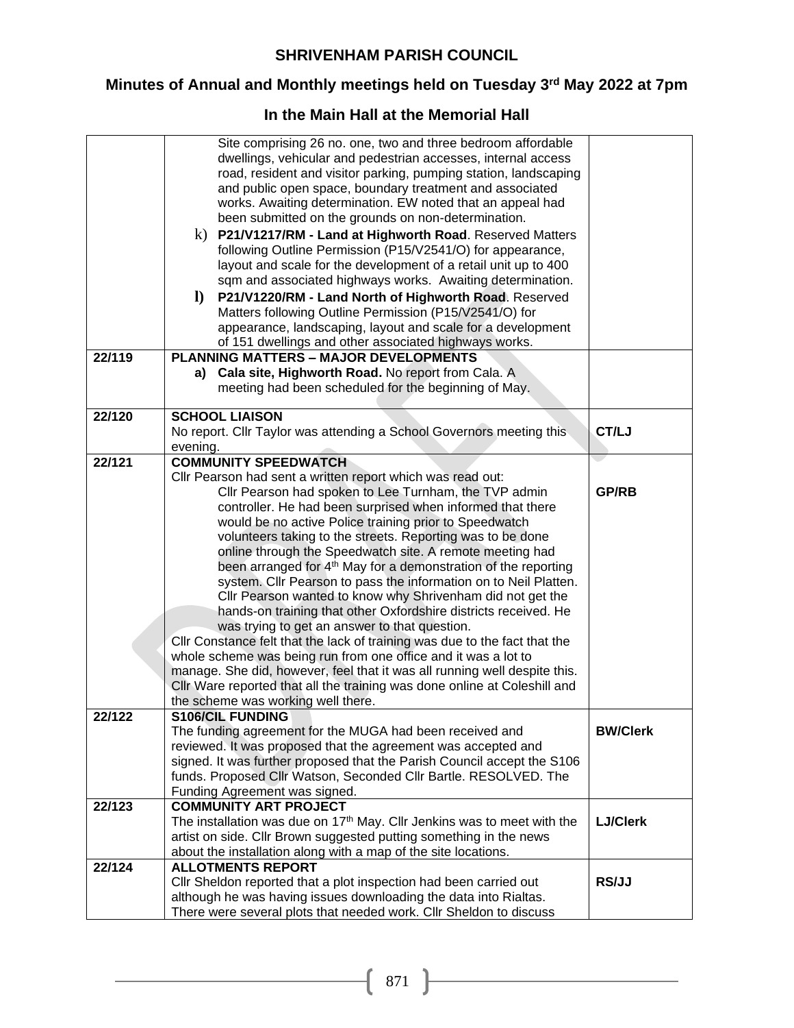# SHRIVENHAM PARISH COUNCIL

## Minutes of Annual and Monthly meetings held on Tuesday 3rd May 2022 at 7pm

## In the Main Hall at the Memorial Hall

| | | |
|---|---|---|
| | Site comprising 26 no. one, two and three bedroom affordable dwellings, vehicular and pedestrian accesses, internal access road, resident and visitor parking, pumping station, landscaping and public open space, boundary treatment and associated works. Awaiting determination. EW noted that an appeal had been submitted on the grounds on non-determination.<br>k) **P21/V1217/RM - Land at Highworth Road**. Reserved Matters following Outline Permission (P15/V2541/O) for appearance, layout and scale for the development of a retail unit up to 400 sqm and associated highways works. Awaiting determination.<br>l) **P21/V1220/RM - Land North of Highworth Road**. Reserved Matters following Outline Permission (P15/V2541/O) for appearance, landscaping, layout and scale for a development of 151 dwellings and other associated highways works. | |
| 22/119 | **PLANNING MATTERS – MAJOR DEVELOPMENTS**<br>**a) Cala site, Highworth Road.** No report from Cala. A meeting had been scheduled for the beginning of May. | |
| 22/120 | **SCHOOL LIAISON**<br>No report. Cllr Taylor was attending a School Governors meeting this evening. | **CT/LJ** |
| 22/121 | **COMMUNITY SPEEDWATCH**<br>Cllr Pearson had sent a written report which was read out:<br>Cllr Pearson had spoken to Lee Turnham, the TVP admin controller. He had been surprised when informed that there would be no active Police training prior to Speedwatch volunteers taking to the streets. Reporting was to be done online through the Speedwatch site. A remote meeting had been arranged for 4th May for a demonstration of the reporting system. Cllr Pearson to pass the information on to Neil Platten. Cllr Pearson wanted to know why Shrivenham did not get the hands-on training that other Oxfordshire districts received. He was trying to get an answer to that question.<br>Cllr Constance felt that the lack of training was due to the fact that the whole scheme was being run from one office and it was a lot to manage. She did, however, feel that it was all running well despite this. Cllr Ware reported that all the training was done online at Coleshill and the scheme was working well there. | **GP/RB** |
| 22/122 | **S106/CIL FUNDING**<br>The funding agreement for the MUGA had been received and reviewed. It was proposed that the agreement was accepted and signed. It was further proposed that the Parish Council accept the S106 funds. Proposed Cllr Watson, Seconded Cllr Bartle. RESOLVED. The Funding Agreement was signed. | **BW/Clerk** |
| 22/123 | **COMMUNITY ART PROJECT**<br>The installation was due on 17th May. Cllr Jenkins was to meet with the artist on side. Cllr Brown suggested putting something in the news about the installation along with a map of the site locations. | **LJ/Clerk** |
| 22/124 | **ALLOTMENTS REPORT**<br>Cllr Sheldon reported that a plot inspection had been carried out although he was having issues downloading the data into Rialtas. There were several plots that needed work. Cllr Sheldon to discuss | **RS/JJ** |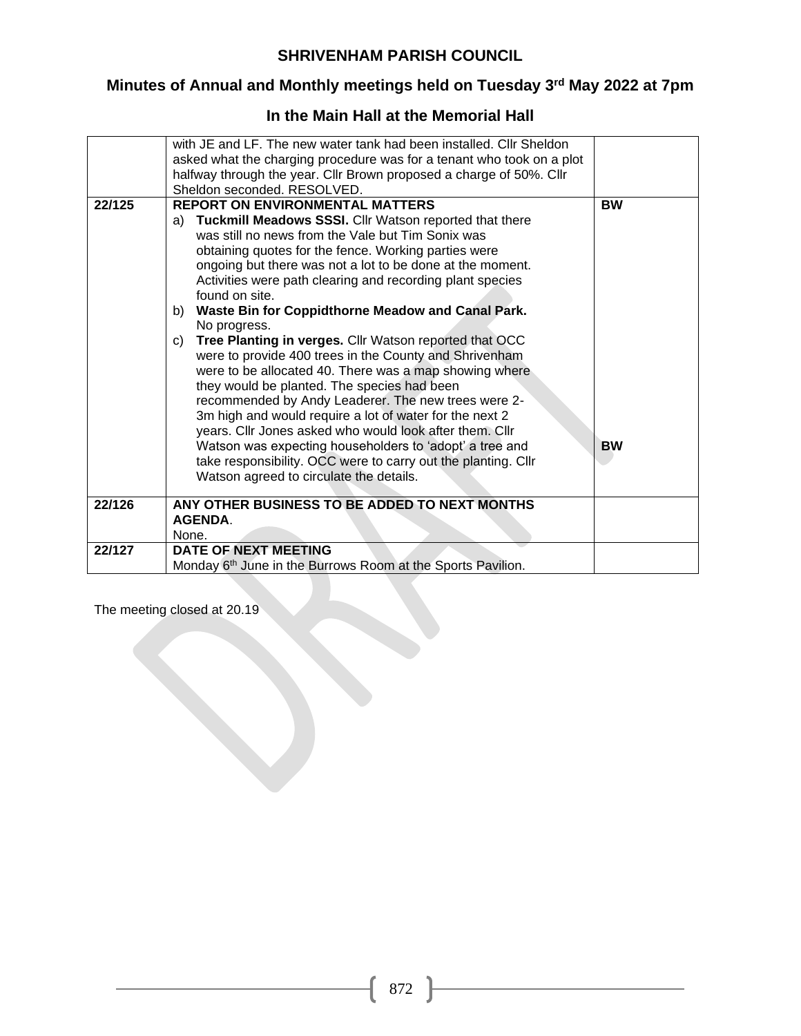**SHRIVENHAM PARISH COUNCIL**

**Minutes of Annual and Monthly meetings held on Tuesday 3rd May 2022 at 7pm**

**In the Main Hall at the Memorial Hall**

| | | |
|---|---|---|
| | with JE and LF. The new water tank had been installed. Cllr Sheldon asked what the charging procedure was for a tenant who took on a plot halfway through the year. Cllr Brown proposed a charge of 50%. Cllr Sheldon seconded. RESOLVED. | |
| **22/125** | **REPORT ON ENVIRONMENTAL MATTERS**<br>a) **Tuckmill Meadows SSSI.** Cllr Watson reported that there was still no news from the Vale but Tim Sonix was obtaining quotes for the fence. Working parties were ongoing but there was not a lot to be done at the moment. Activities were path clearing and recording plant species found on site.<br>b) **Waste Bin for Coppidthorne Meadow and Canal Park.** No progress.<br>c) **Tree Planting in verges.** Cllr Watson reported that OCC were to provide 400 trees in the County and Shrivenham were to be allocated 40. There was a map showing where they would be planted. The species had been recommended by Andy Leaderer. The new trees were 2-3m high and would require a lot of water for the next 2 years. Cllr Jones asked who would look after them. Cllr Watson was expecting householders to 'adopt' a tree and take responsibility. OCC were to carry out the planting. Cllr Watson agreed to circulate the details. | **BW**<br><br><br><br><br><br><br><br><br><br><br><br><br><br>**BW** |
| **22/126** | **ANY OTHER BUSINESS TO BE ADDED TO NEXT MONTHS AGENDA**.<br>None. | |
| **22/127** | **DATE OF NEXT MEETING**<br>Monday 6th June in the Burrows Room at the Sports Pavilion. | |

The meeting closed at 20.19